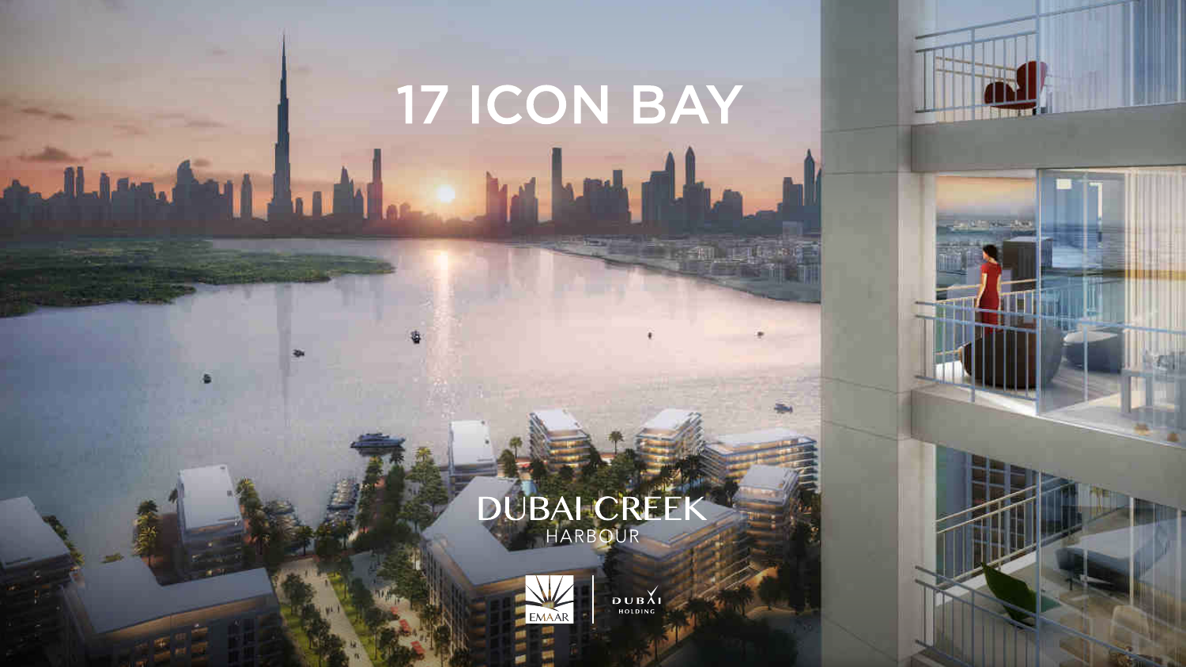# 17 ICON BAY

DUBAI CREEK

HARBOUR

EMAAR | DUBAI HOLDING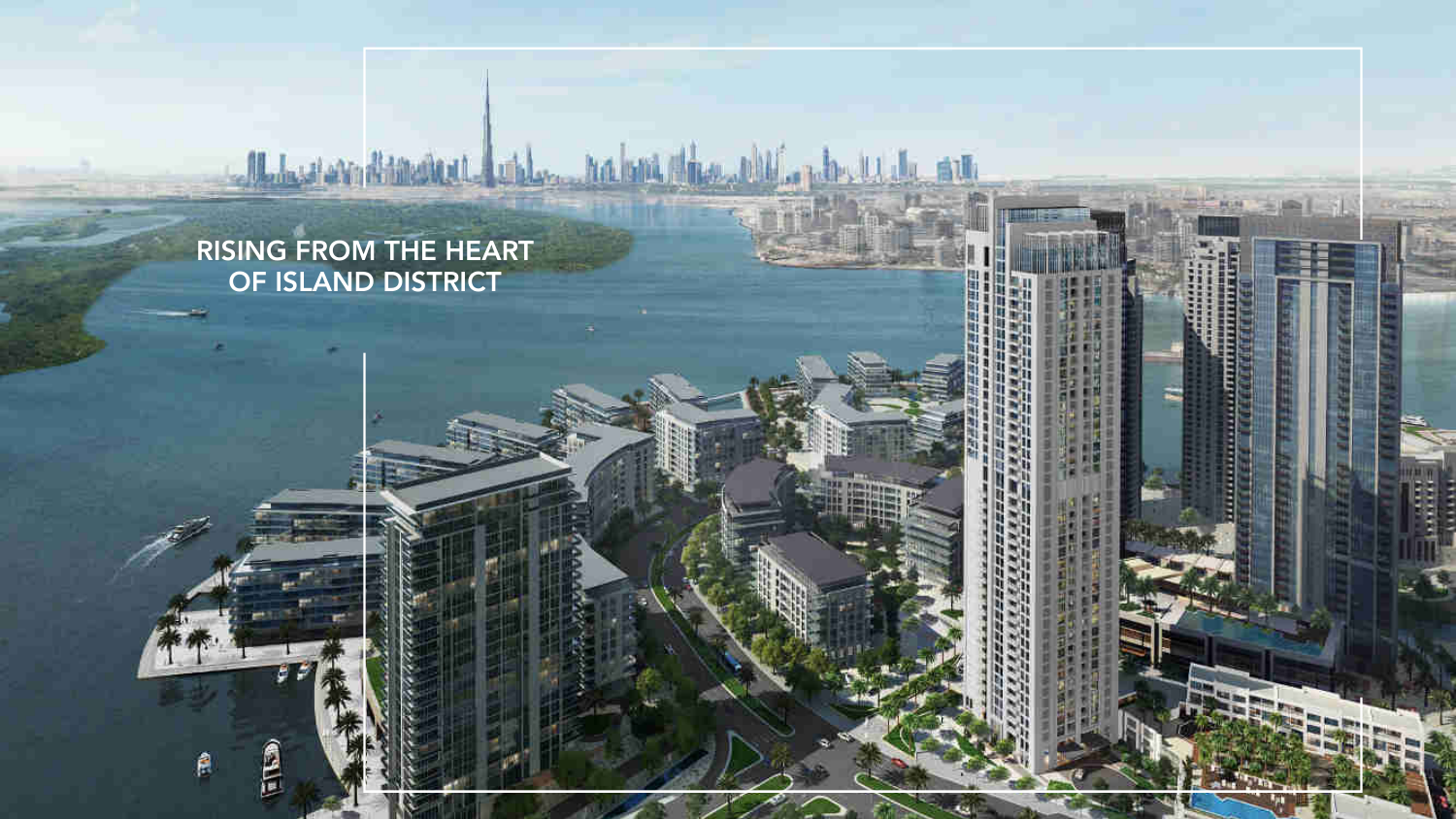# RISING FROM THE HEART OF ISLAND DISTRICT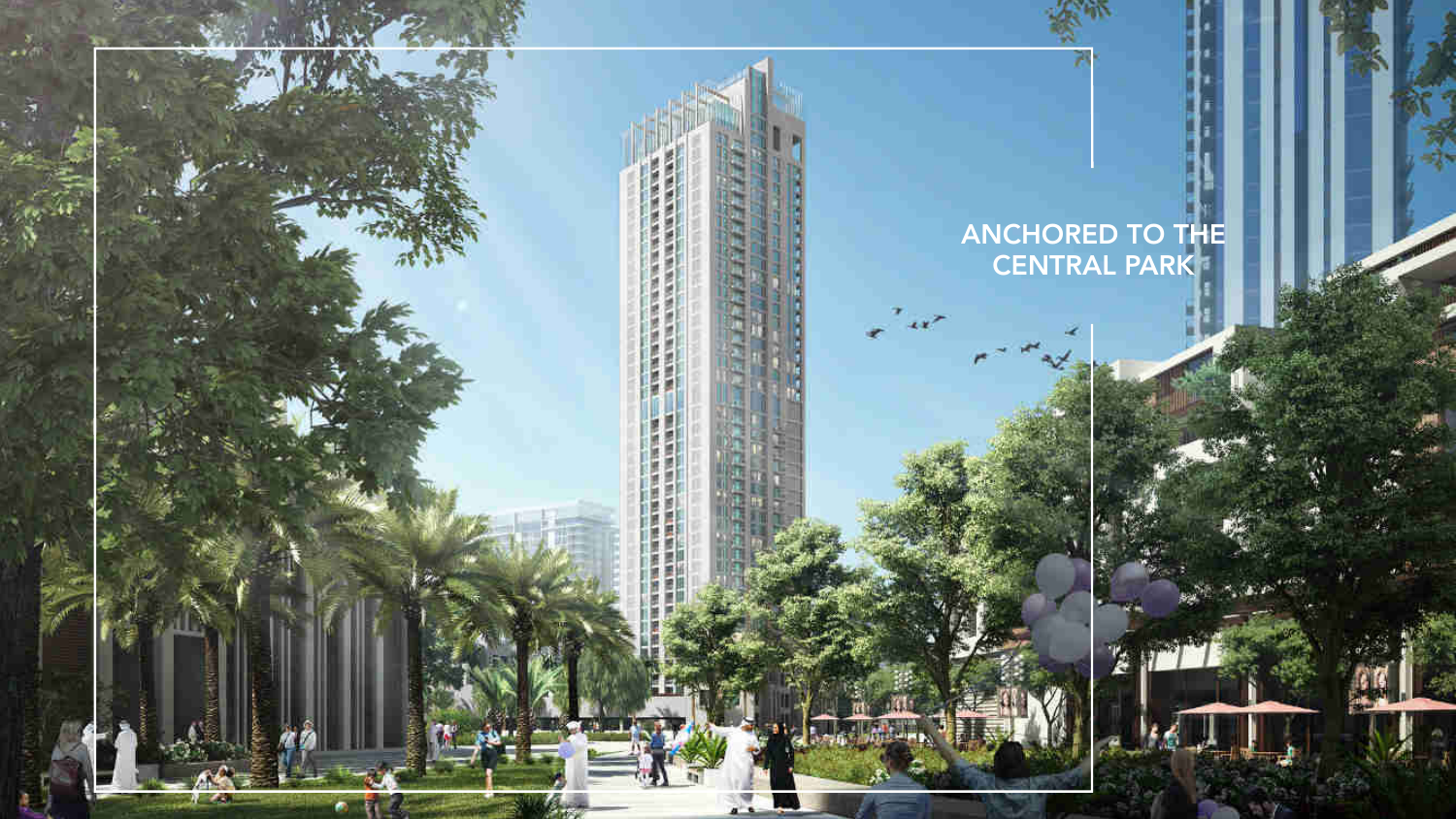ANCHORED TO THE CENTRAL PARK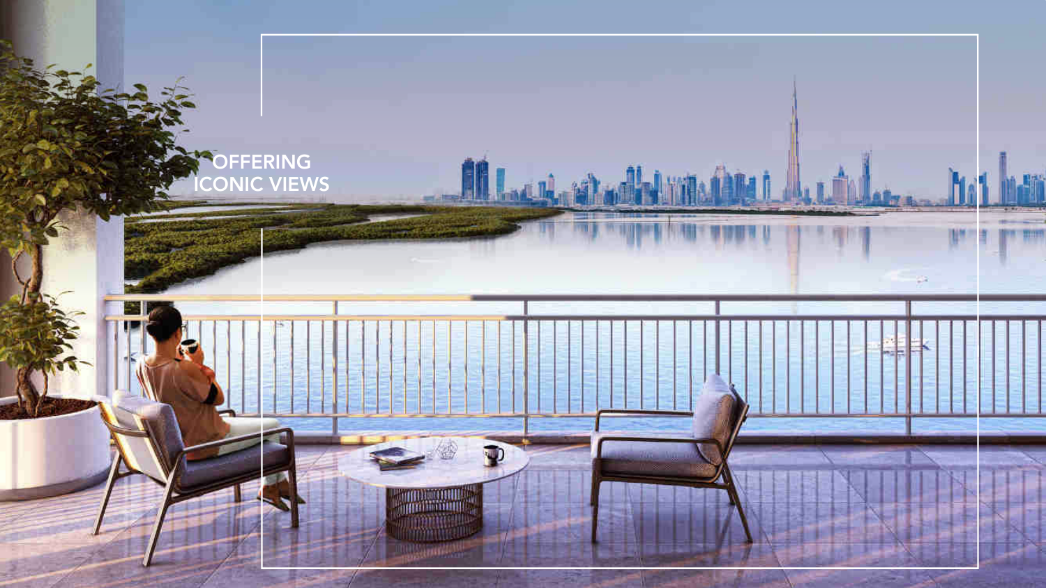OFFERING ICONIC VIEWS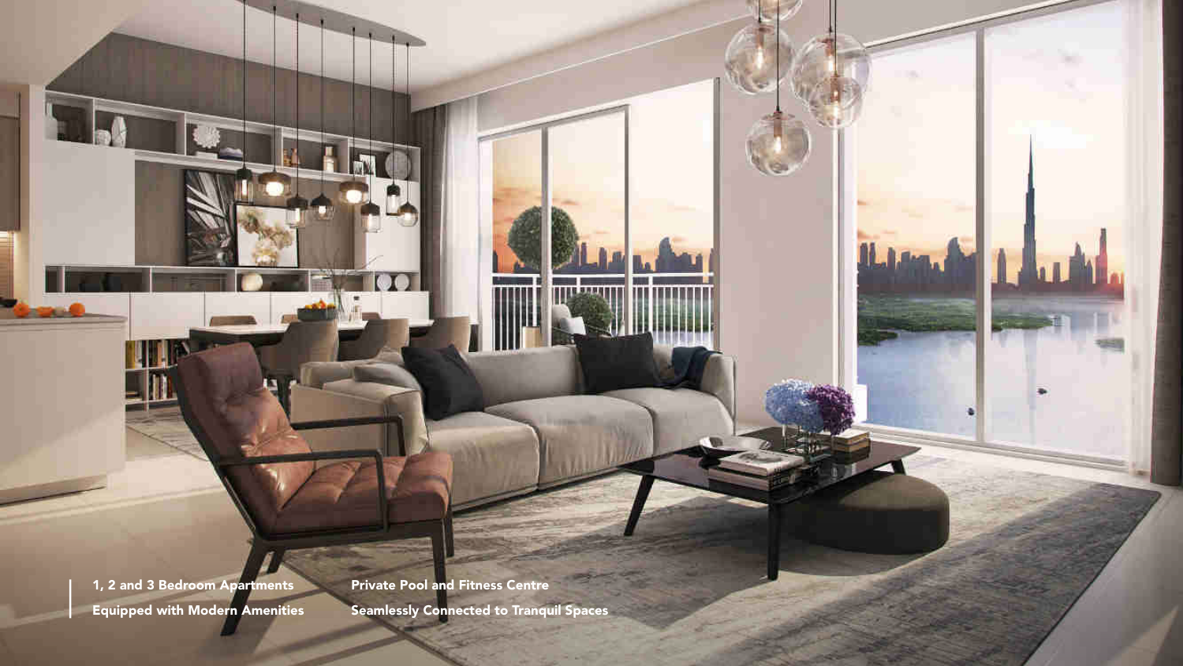1, 2 and 3 Bedroom Apartments

Equipped with Modern Amenities

Private Pool and Fitness Centre

Seamlessly Connected to Tranquil Spaces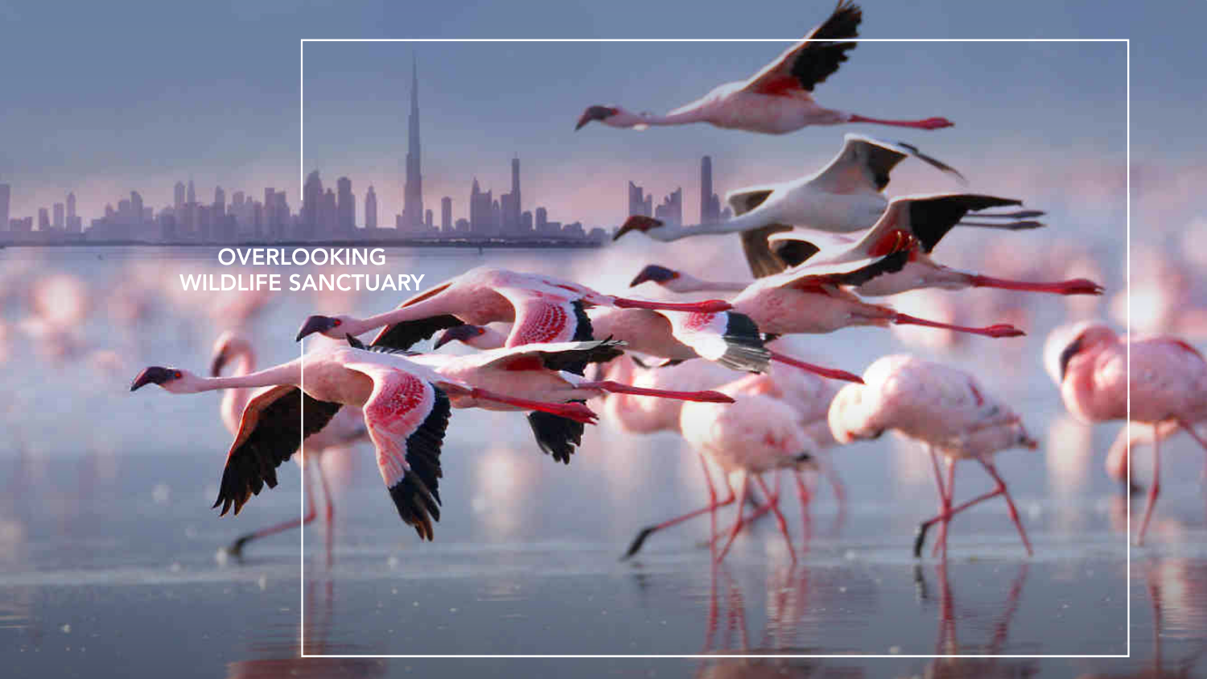OVERLOOKING
WILDLIFE SANCTUARY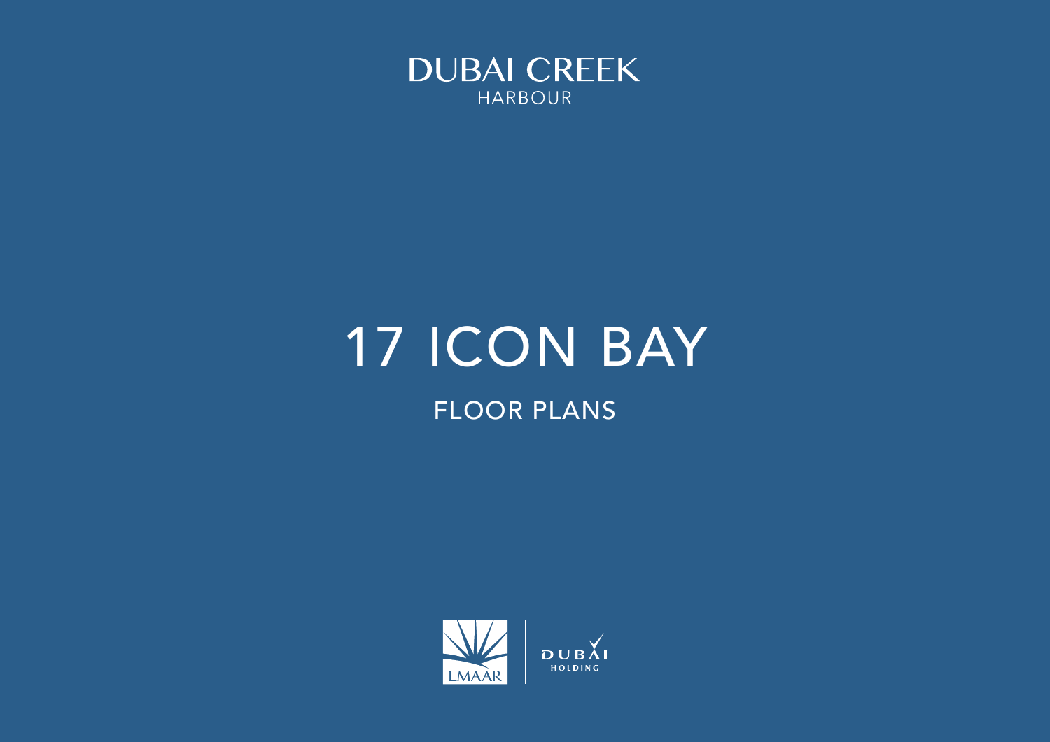DUBAI CREEK
HARBOUR

# 17 ICON BAY

## FLOOR PLANS

EMAAR

DUBAI
HOLDING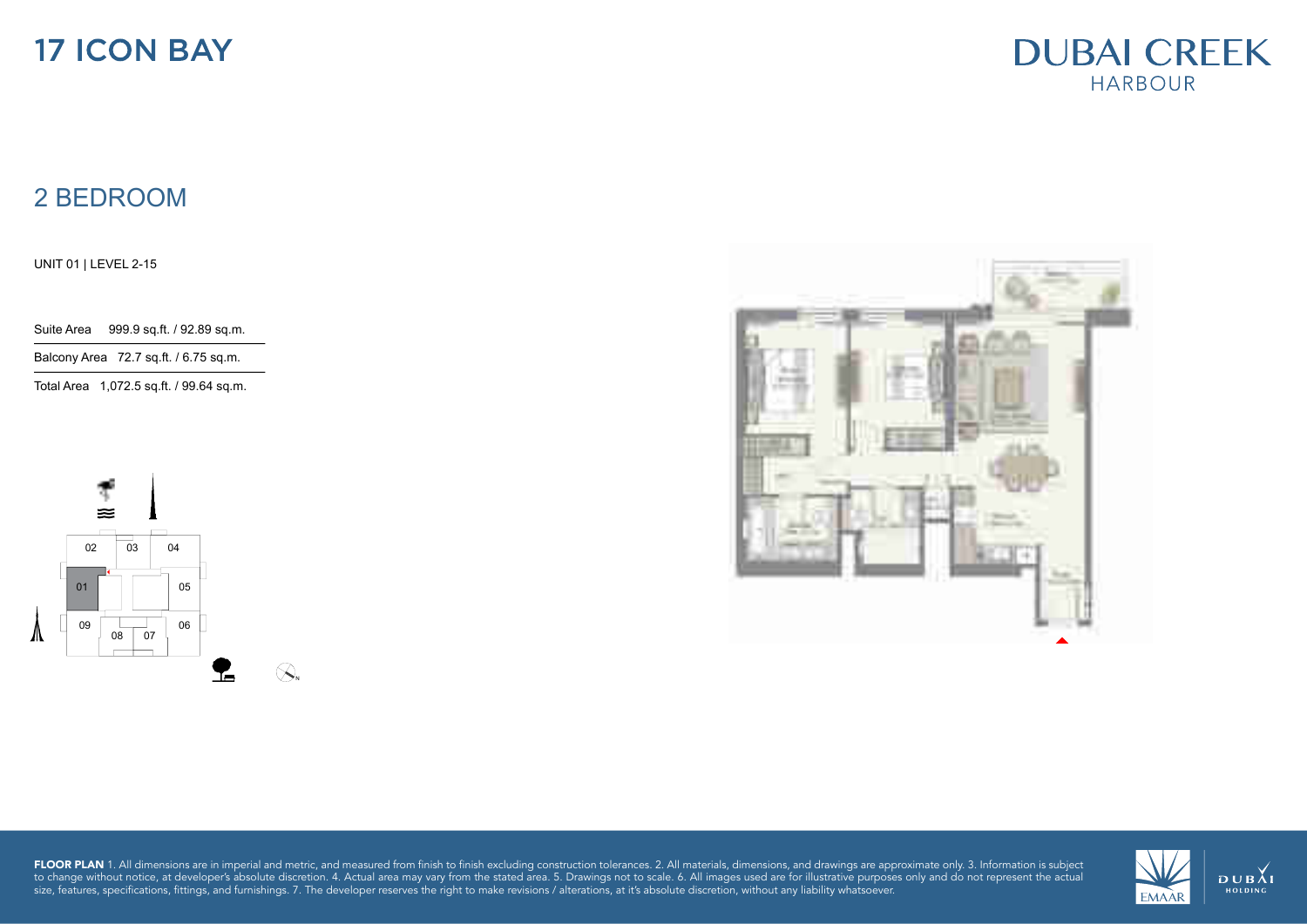# 17 ICON BAY

DUBAI CREEK HARBOUR

## 2 BEDROOM

UNIT 01 | LEVEL 2-15

| | |
|---|---|
| Suite Area | 999.9 sq.ft. / 92.89 sq.m. |
| Balcony Area | 72.7 sq.ft. / 6.75 sq.m. |
| Total Area | 1,072.5 sq.ft. / 99.64 sq.m. |

02 03 04

01 05

09 08 07 06

**FLOOR PLAN** 1. All dimensions are in imperial and metric, and measured from finish to finish excluding construction tolerances. 2. All materials, dimensions, and drawings are approximate only. 3. Information is subject to change without notice, at developer's absolute discretion. 4. Actual area may vary from the stated area. 5. Drawings not to scale. 6. All images used are for illustrative purposes only and do not represent the actual size, features, specifications, fittings, and furnishings. 7. The developer reserves the right to make revisions / alterations, at it's absolute discretion, without any liability whatsoever.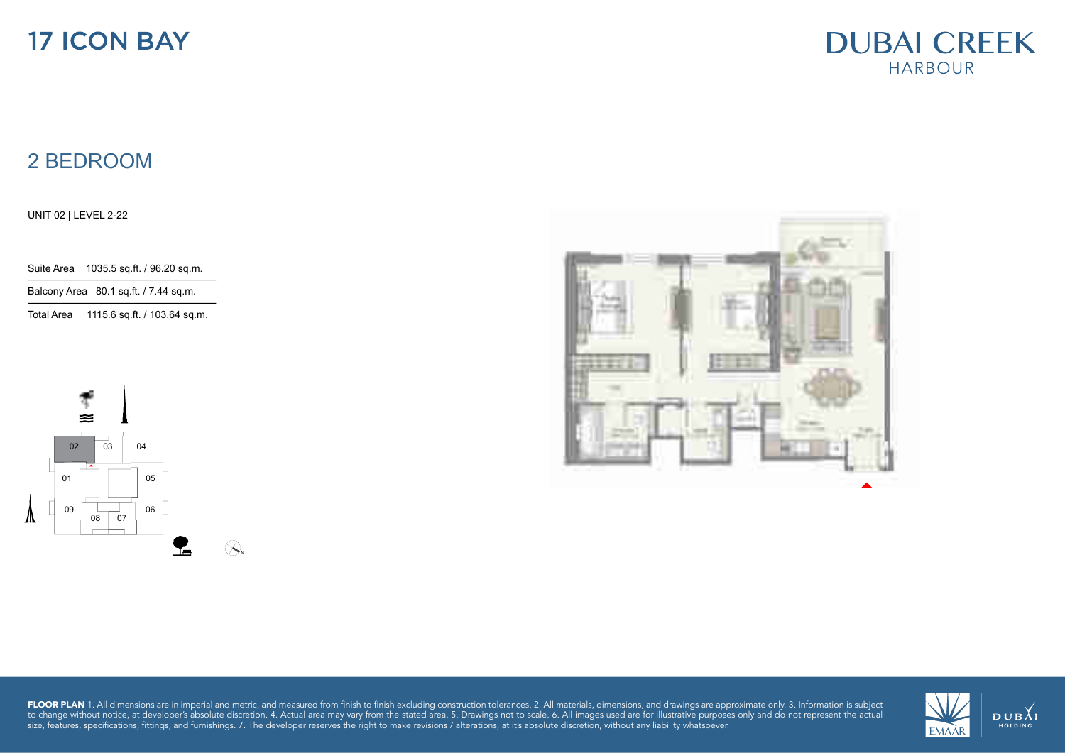# 17 ICON BAY

DUBAI CREEK HARBOUR

## 2 BEDROOM

UNIT 02 | LEVEL 2-22

| Suite Area | 1035.5 sq.ft. / 96.20 sq.m. |
| --- | --- |
| Balcony Area | 80.1 sq.ft. / 7.44 sq.m. |
| Total Area | 1115.6 sq.ft. / 103.64 sq.m. |

02 03 04
01 05
09 08 07 06

**FLOOR PLAN** 1. All dimensions are in imperial and metric, and measured from finish to finish excluding construction tolerances. 2. All materials, dimensions, and drawings are approximate only. 3. Information is subject to change without notice, at developer's absolute discretion. 4. Actual area may vary from the stated area. 5. Drawings not to scale. 6. All images used are for illustrative purposes only and do not represent the actual size, features, specifications, fittings, and furnishings. 7. The developer reserves the right to make revisions / alterations, at it's absolute discretion, without any liability whatsoever.

EMAAR

DUBAI HOLDING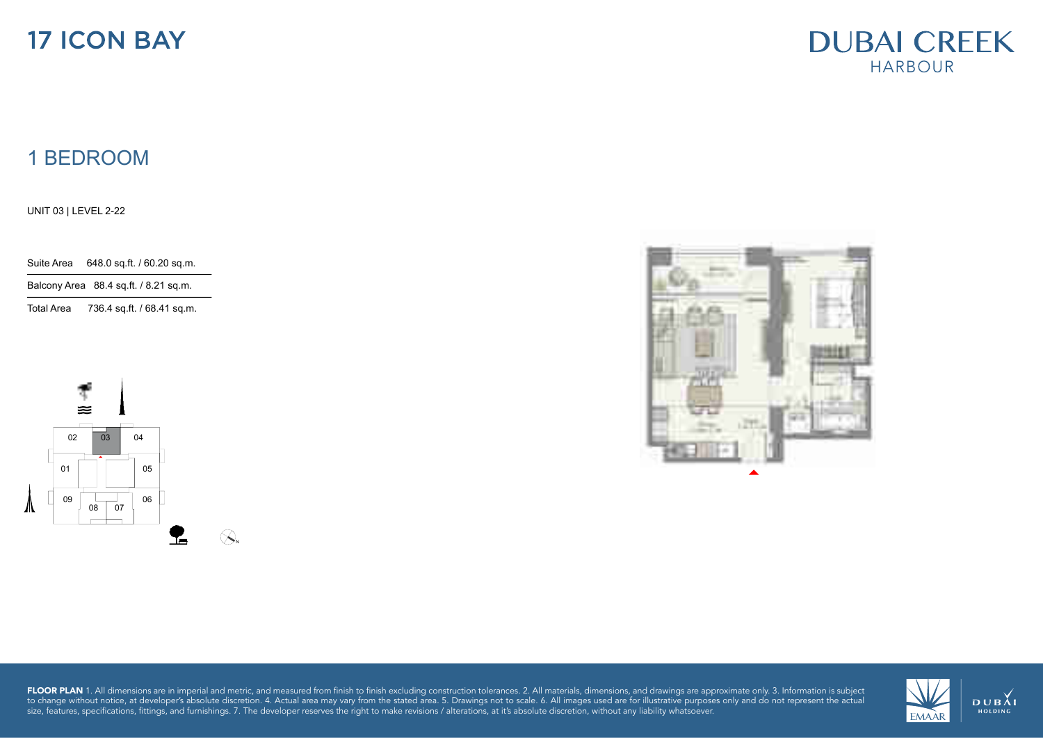# 17 ICON BAY

DUBAI CREEK
HARBOUR

## 1 BEDROOM

UNIT 03 | LEVEL 2-22

| Suite Area | 648.0 sq.ft. / 60.20 sq.m. |
|---|---|
| Balcony Area | 88.4 sq.ft. / 8.21 sq.m. |
| Total Area | 736.4 sq.ft. / 68.41 sq.m. |

02 03 04
01 05
09 08 07 06

**FLOOR PLAN** 1. All dimensions are in imperial and metric, and measured from finish to finish excluding construction tolerances. 2. All materials, dimensions, and drawings are approximate only. 3. Information is subject to change without notice, at developer's absolute discretion. 4. Actual area may vary from the stated area. 5. Drawings not to scale. 6. All images used are for illustrative purposes only and do not represent the actual size, features, specifications, fittings, and furnishings. 7. The developer reserves the right to make revisions / alterations, at it's absolute discretion, without any liability whatsoever.

EMAAR | DUBAI HOLDING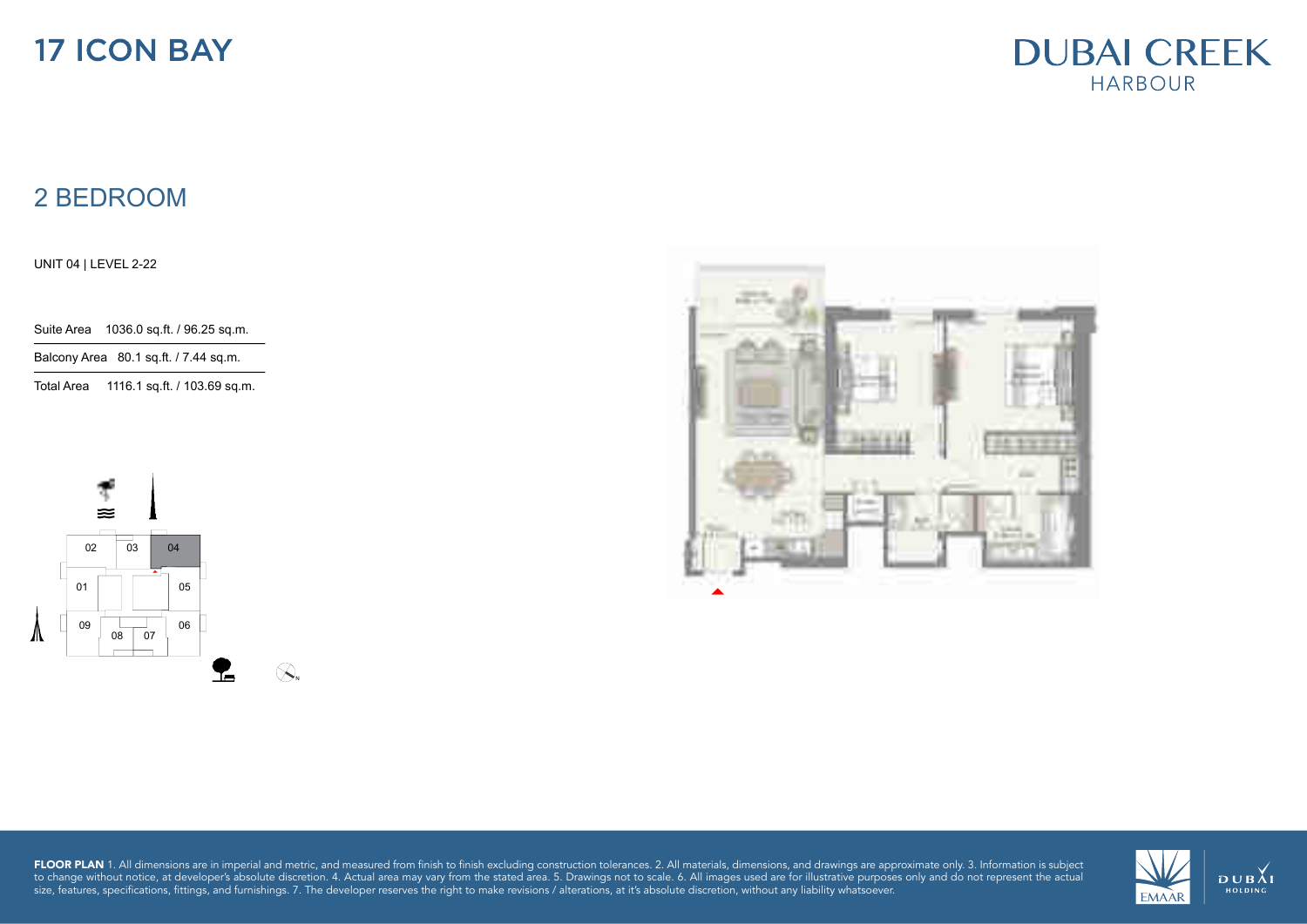# 17 ICON BAY

DUBAI CREEK
HARBOUR

## 2 BEDROOM

UNIT 04 | LEVEL 2-22

| | |
|---|---|
| Suite Area | 1036.0 sq.ft. / 96.25 sq.m. |
| Balcony Area | 80.1 sq.ft. / 7.44 sq.m. |
| Total Area | 1116.1 sq.ft. / 103.69 sq.m. |

02 03 04
01 05
09 08 07 06

**FLOOR PLAN** 1. All dimensions are in imperial and metric, and measured from finish to finish excluding construction tolerances. 2. All materials, dimensions, and drawings are approximate only. 3. Information is subject to change without notice, at developer's absolute discretion. 4. Actual area may vary from the stated area. 5. Drawings not to scale. 6. All images used are for illustrative purposes only and do not represent the actual size, features, specifications, fittings, and furnishings. 7. The developer reserves the right to make revisions / alterations, at it's absolute discretion, without any liability whatsoever.

EMAAR DUBAI HOLDING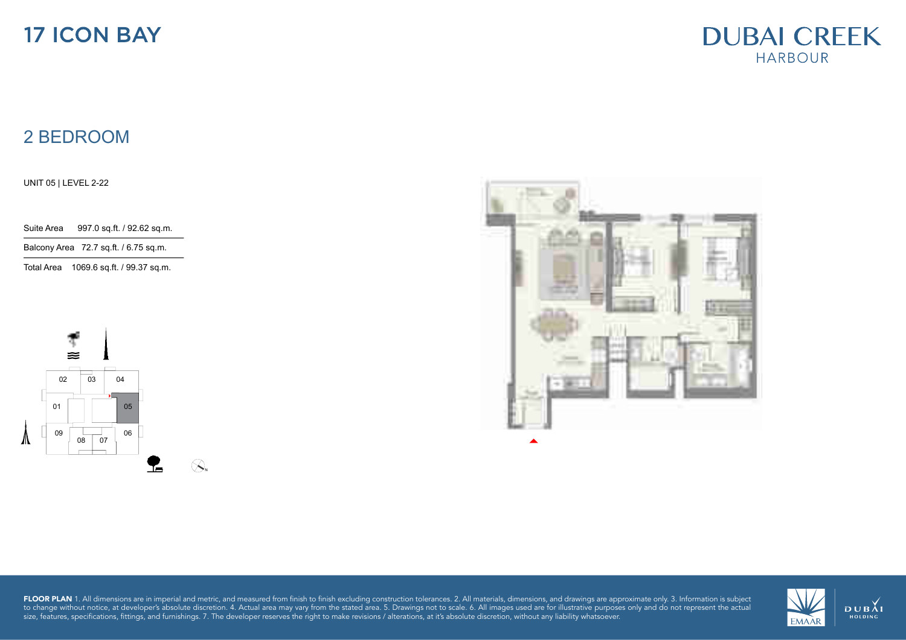# 17 ICON BAY

DUBAI CREEK
HARBOUR

## 2 BEDROOM

UNIT 05 | LEVEL 2-22

| Suite Area | 997.0 sq.ft. / 92.62 sq.m. |
|---|---|
| Balcony Area | 72.7 sq.ft. / 6.75 sq.m. |
| Total Area | 1069.6 sq.ft. / 99.37 sq.m. |

**FLOOR PLAN** 1. All dimensions are in imperial and metric, and measured from finish to finish excluding construction tolerances. 2. All materials, dimensions, and drawings are approximate only. 3. Information is subject to change without notice, at developer's absolute discretion. 4. Actual area may vary from the stated area. 5. Drawings not to scale. 6. All images used are for illustrative purposes only and do not represent the actual size, features, specifications, fittings, and furnishings. 7. The developer reserves the right to make revisions / alterations, at it's absolute discretion, without any liability whatsoever.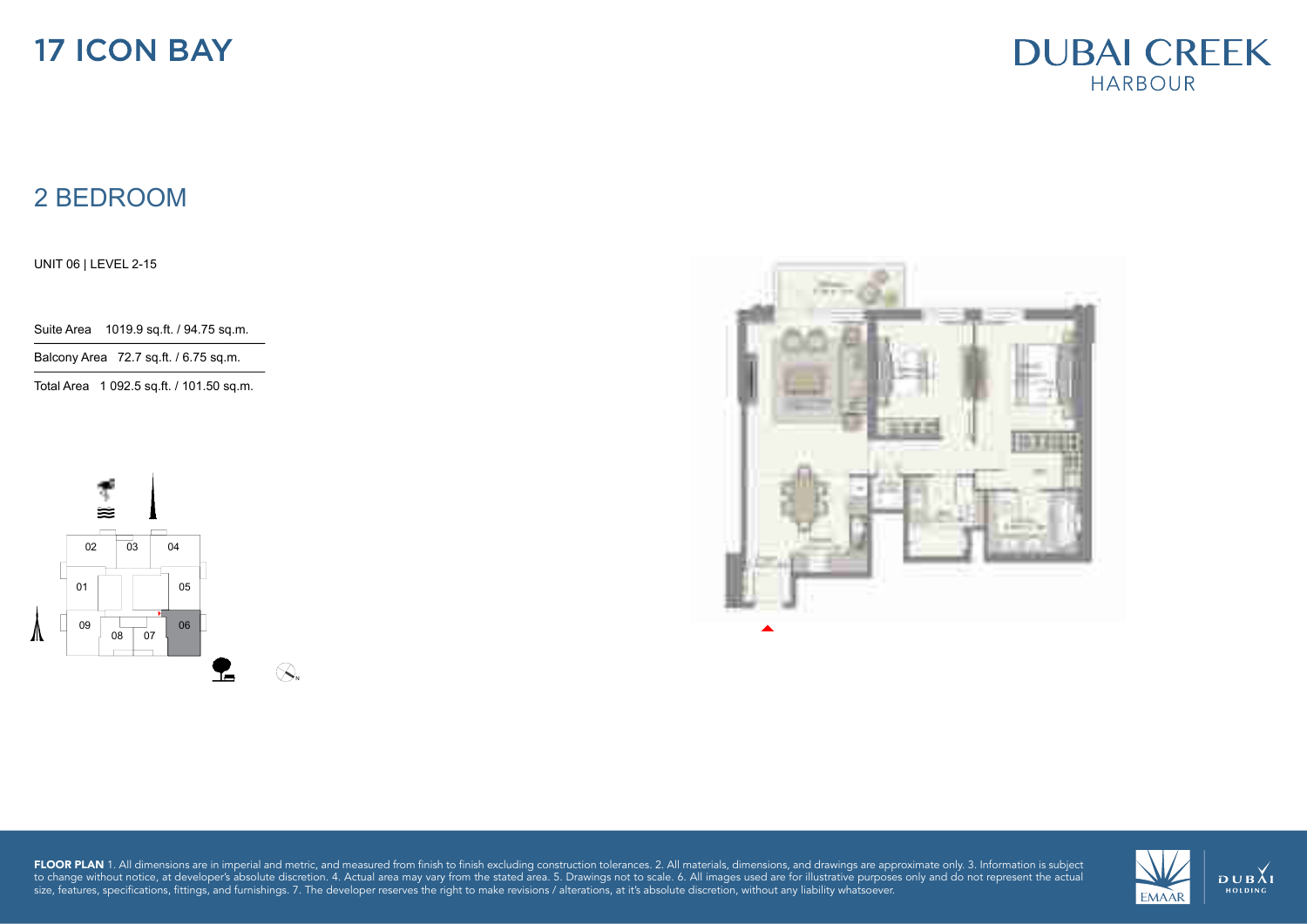# 17 ICON BAY

DUBAI CREEK HARBOUR

## 2 BEDROOM

UNIT 06 | LEVEL 2-15

| | |
|---|---|
| Suite Area | 1019.9 sq.ft. / 94.75 sq.m. |
| Balcony Area | 72.7 sq.ft. / 6.75 sq.m. |
| Total Area | 1 092.5 sq.ft. / 101.50 sq.m. |

02 03 04 01 05 09 08 07 06

**FLOOR PLAN** 1. All dimensions are in imperial and metric, and measured from finish to finish excluding construction tolerances. 2. All materials, dimensions, and drawings are approximate only. 3. Information is subject to change without notice, at developer's absolute discretion. 4. Actual area may vary from the stated area. 5. Drawings not to scale. 6. All images used are for illustrative purposes only and do not represent the actual size, features, specifications, fittings, and furnishings. 7. The developer reserves the right to make revisions / alterations, at it's absolute discretion, without any liability whatsoever.

EMAAR | DUBAI HOLDING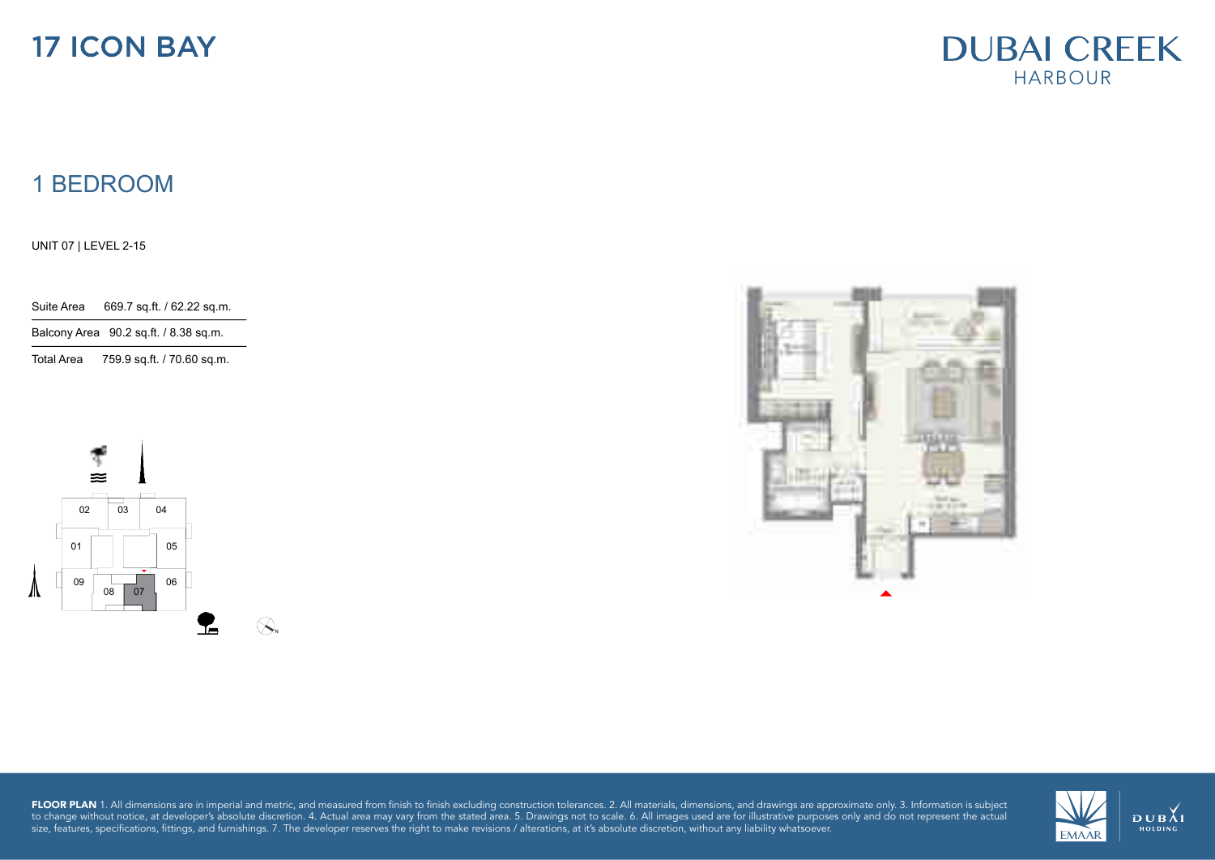# 17 ICON BAY

DUBAI CREEK
HARBOUR

## 1 BEDROOM

UNIT 07 | LEVEL 2-15

| | |
|---|---|
| Suite Area | 669.7 sq.ft. / 62.22 sq.m. |
| Balcony Area | 90.2 sq.ft. / 8.38 sq.m. |
| Total Area | 759.9 sq.ft. / 70.60 sq.m. |

02 03 04
01 05
09 08 07 06

**FLOOR PLAN** 1. All dimensions are in imperial and metric, and measured from finish to finish excluding construction tolerances. 2. All materials, dimensions, and drawings are approximate only. 3. Information is subject to change without notice, at developer's absolute discretion. 4. Actual area may vary from the stated area. 5. Drawings not to scale. 6. All images used are for illustrative purposes only and do not represent the actual size, features, specifications, fittings, and furnishings. 7. The developer reserves the right to make revisions / alterations, at it's absolute discretion, without any liability whatsoever.

EMAAR
DUBAI HOLDING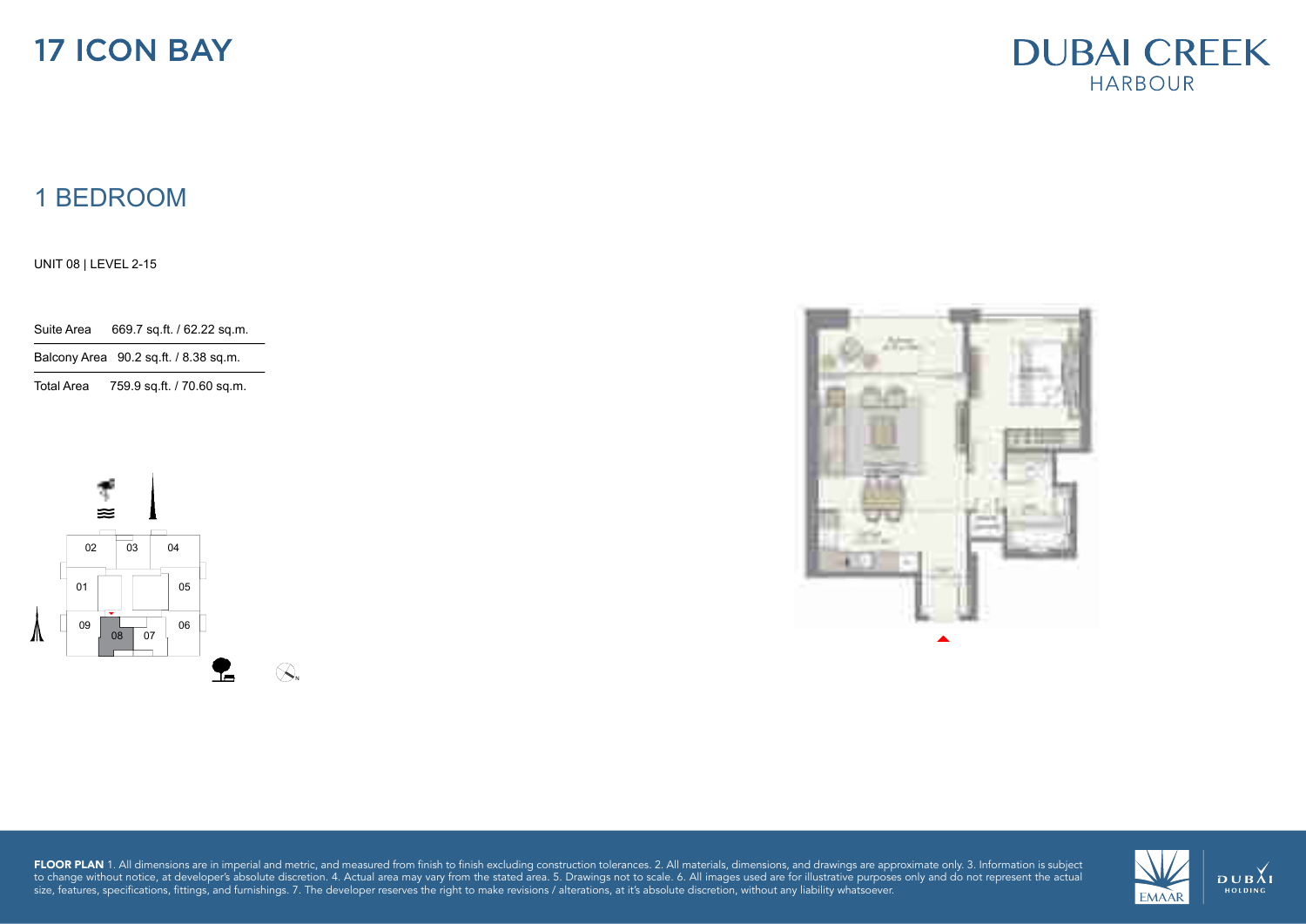# 17 ICON BAY

DUBAI CREEK
HARBOUR

## 1 BEDROOM

UNIT 08 | LEVEL 2-15

| | |
|---|---|
| Suite Area | 669.7 sq.ft. / 62.22 sq.m. |
| Balcony Area | 90.2 sq.ft. / 8.38 sq.m. |
| Total Area | 759.9 sq.ft. / 70.60 sq.m. |

**FLOOR PLAN** 1. All dimensions are in imperial and metric, and measured from finish to finish excluding construction tolerances. 2. All materials, dimensions, and drawings are approximate only. 3. Information is subject to change without notice, at developer's absolute discretion. 4. Actual area may vary from the stated area. 5. Drawings not to scale. 6. All images used are for illustrative purposes only and do not represent the actual size, features, specifications, fittings, and furnishings. 7. The developer reserves the right to make revisions / alterations, at it's absolute discretion, without any liability whatsoever.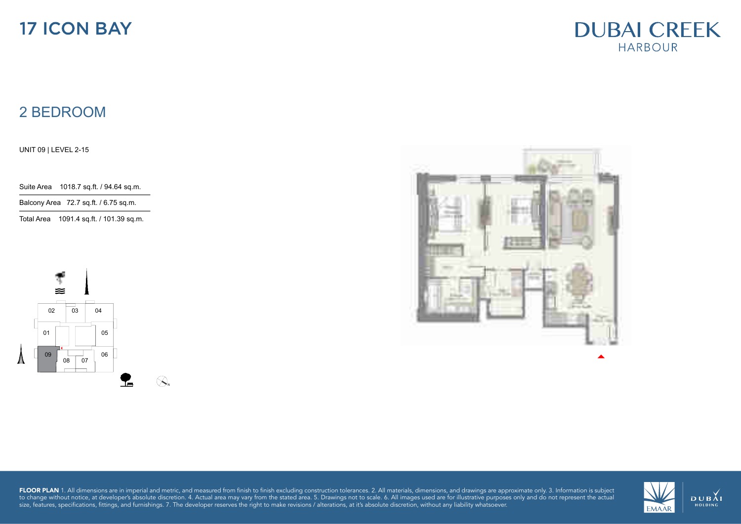# 17 ICON BAY

DUBAI CREEK HARBOUR

## 2 BEDROOM

UNIT 09 | LEVEL 2-15

| | |
|---|---|
| Suite Area | 1018.7 sq.ft. / 94.64 sq.m. |
| Balcony Area | 72.7 sq.ft. / 6.75 sq.m. |
| Total Area | 1091.4 sq.ft. / 101.39 sq.m. |

02 03 04
01 05
09 08 07 06

**FLOOR PLAN** 1. All dimensions are in imperial and metric, and measured from finish to finish excluding construction tolerances. 2. All materials, dimensions, and drawings are approximate only. 3. Information is subject to change without notice, at developer's absolute discretion. 4. Actual area may vary from the stated area. 5. Drawings not to scale. 6. All images used are for illustrative purposes only and do not represent the actual size, features, specifications, fittings, and furnishings. 7. The developer reserves the right to make revisions / alterations, at it's absolute discretion, without any liability whatsoever.

EMAAR

DUBAI HOLDING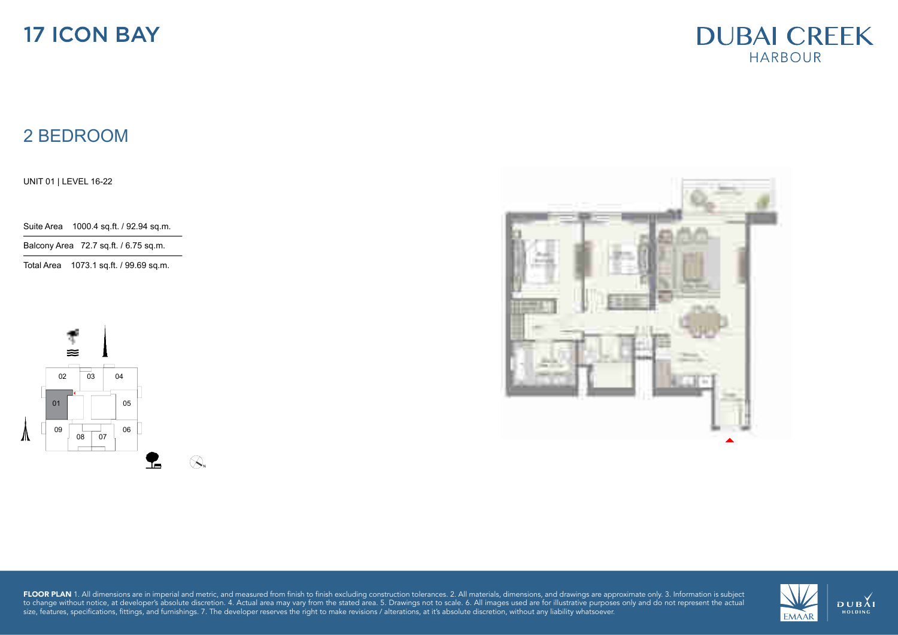# 17 ICON BAY

DUBAI CREEK
HARBOUR

## 2 BEDROOM

UNIT 01 | LEVEL 16-22

| | |
|---|---|
| Suite Area | 1000.4 sq.ft. / 92.94 sq.m. |
| Balcony Area | 72.7 sq.ft. / 6.75 sq.m. |
| Total Area | 1073.1 sq.ft. / 99.69 sq.m. |

02 03 04
01 05
09 08 07 06

**FLOOR PLAN** 1. All dimensions are in imperial and metric, and measured from finish to finish excluding construction tolerances. 2. All materials, dimensions, and drawings are approximate only. 3. Information is subject to change without notice, at developer's absolute discretion. 4. Actual area may vary from the stated area. 5. Drawings not to scale. 6. All images used are for illustrative purposes only and do not represent the actual size, features, specifications, fittings, and furnishings. 7. The developer reserves the right to make revisions / alterations, at it's absolute discretion, without any liability whatsoever.

EMAAR

DUBAI HOLDING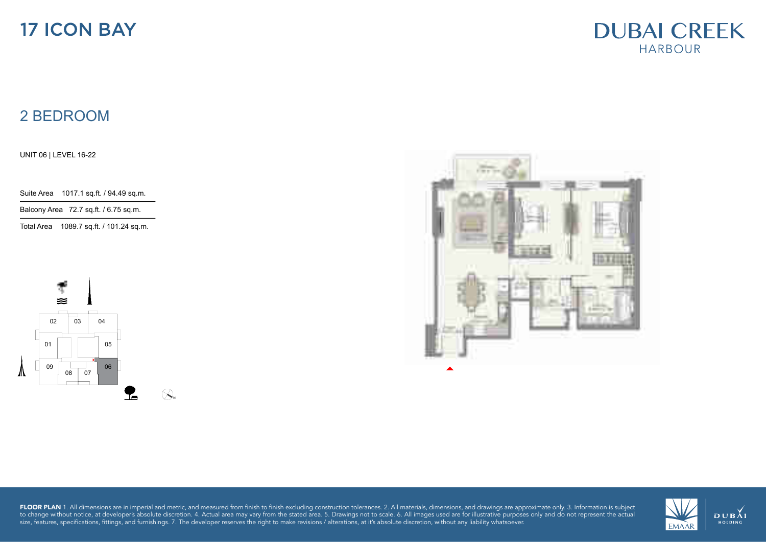# 17 ICON BAY

DUBAI CREEK
HARBOUR

## 2 BEDROOM

UNIT 06 | LEVEL 16-22

| | |
|---|---|
| Suite Area | 1017.1 sq.ft. / 94.49 sq.m. |
| Balcony Area | 72.7 sq.ft. / 6.75 sq.m. |
| Total Area | 1089.7 sq.ft. / 101.24 sq.m. |

02 03 04
01 05
09 08 07 06

**FLOOR PLAN** 1. All dimensions are in imperial and metric, and measured from finish to finish excluding construction tolerances. 2. All materials, dimensions, and drawings are approximate only. 3. Information is subject to change without notice, at developer's absolute discretion. 4. Actual area may vary from the stated area. 5. Drawings not to scale. 6. All images used are for illustrative purposes only and do not represent the actual size, features, specifications, fittings, and furnishings. 7. The developer reserves the right to make revisions / alterations, at it's absolute discretion, without any liability whatsoever.

EMAAR DUBAI HOLDING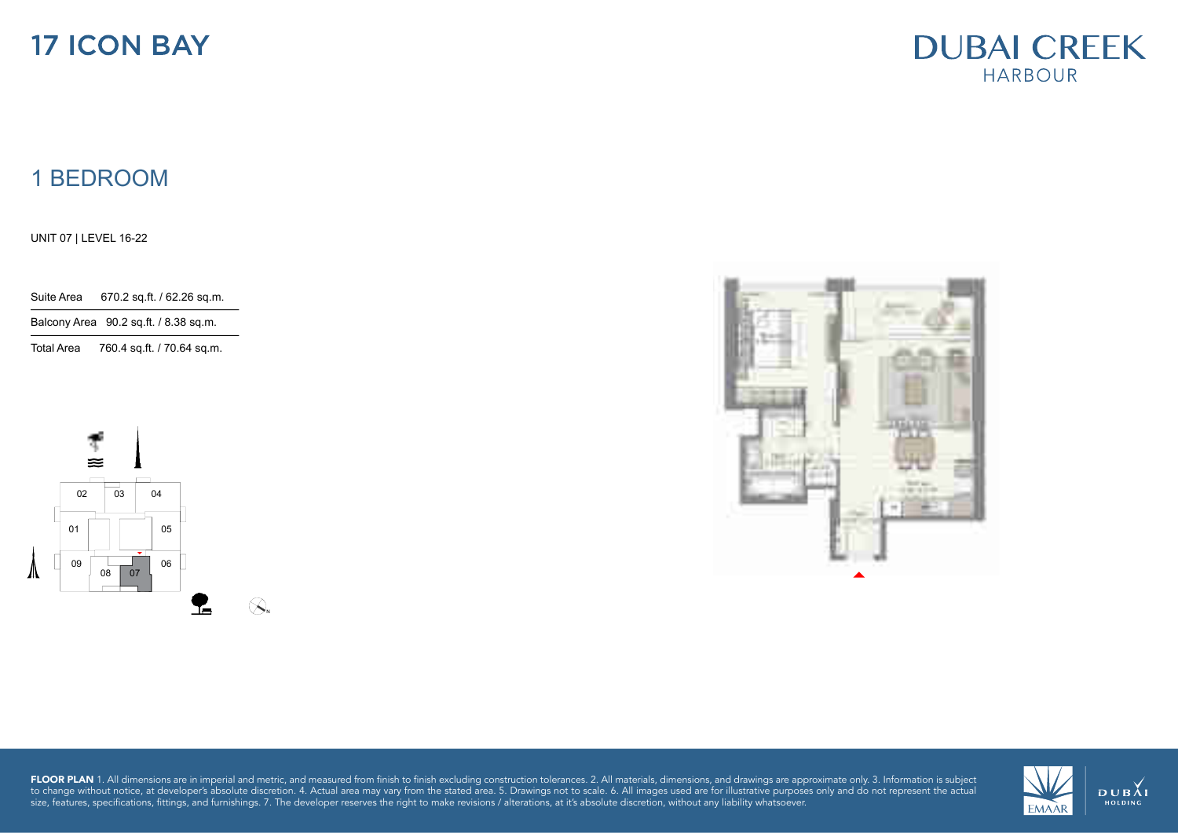# 17 ICON BAY

DUBAI CREEK
HARBOUR

## 1 BEDROOM

UNIT 07 | LEVEL 16-22

| Suite Area | 670.2 sq.ft. / 62.26 sq.m. |
|---|---|
| Balcony Area | 90.2 sq.ft. / 8.38 sq.m. |
| Total Area | 760.4 sq.ft. / 70.64 sq.m. |

**FLOOR PLAN** 1. All dimensions are in imperial and metric, and measured from finish to finish excluding construction tolerances. 2. All materials, dimensions, and drawings are approximate only. 3. Information is subject to change without notice, at developer's absolute discretion. 4. Actual area may vary from the stated area. 5. Drawings not to scale. 6. All images used are for illustrative purposes only and do not represent the actual size, features, specifications, fittings, and furnishings. 7. The developer reserves the right to make revisions / alterations, at it's absolute discretion, without any liability whatsoever.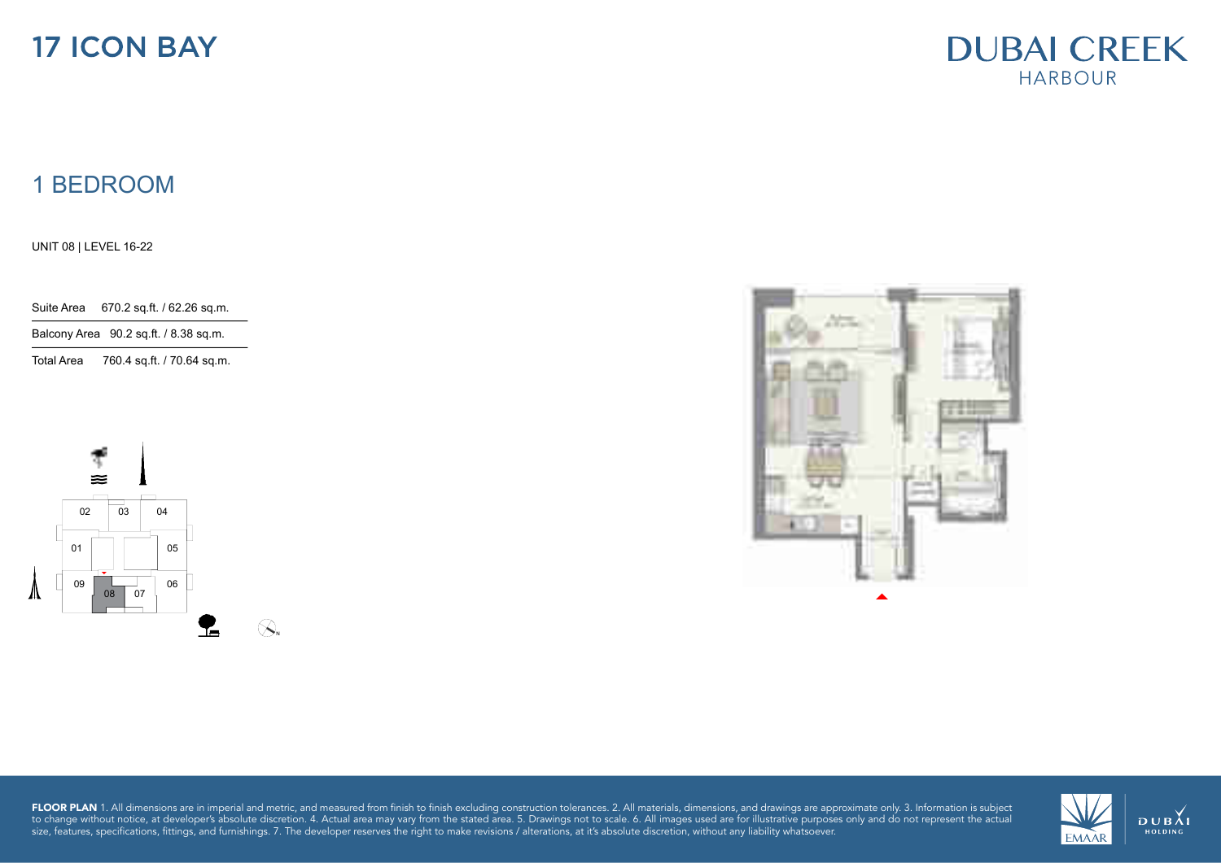# 17 ICON BAY

DUBAI CREEK
HARBOUR

## 1 BEDROOM

UNIT 08 | LEVEL 16-22

| Suite Area | 670.2 sq.ft. / 62.26 sq.m. |
|---|---|
| Balcony Area | 90.2 sq.ft. / 8.38 sq.m. |
| Total Area | 760.4 sq.ft. / 70.64 sq.m. |

02 03 04
01 05
09 08 07 06

**FLOOR PLAN** 1. All dimensions are in imperial and metric, and measured from finish to finish excluding construction tolerances. 2. All materials, dimensions, and drawings are approximate only. 3. Information is subject to change without notice, at developer's absolute discretion. 4. Actual area may vary from the stated area. 5. Drawings not to scale. 6. All images used are for illustrative purposes only and do not represent the actual size, features, specifications, fittings, and furnishings. 7. The developer reserves the right to make revisions / alterations, at it's absolute discretion, without any liability whatsoever.

EMAAR

DUBAI HOLDING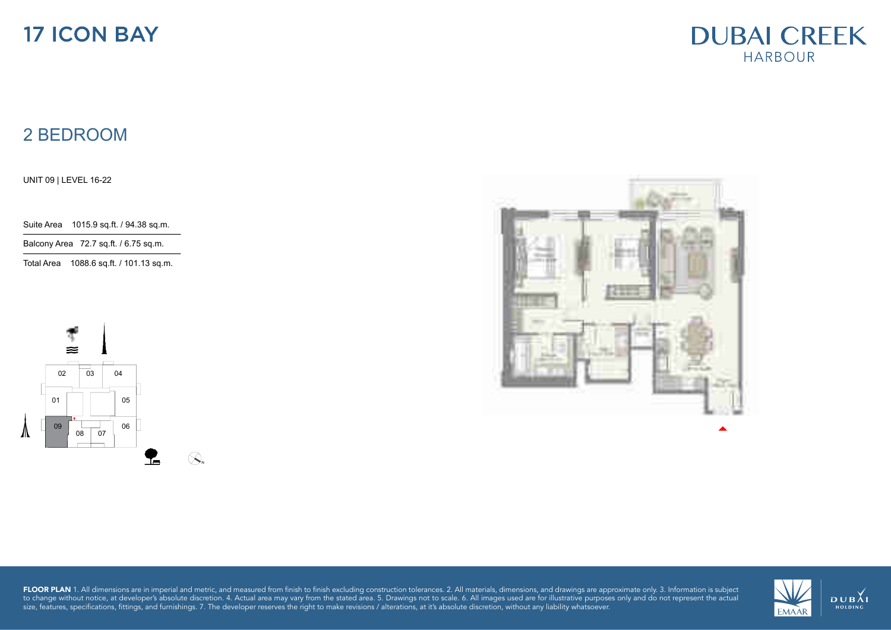# 17 ICON BAY

DUBAI CREEK
HARBOUR

## 2 BEDROOM

UNIT 09 | LEVEL 16-22

| | |
|---|---|
| Suite Area | 1015.9 sq.ft. / 94.38 sq.m. |
| Balcony Area | 72.7 sq.ft. / 6.75 sq.m. |
| Total Area | 1088.6 sq.ft. / 101.13 sq.m. |

02 03 04
01 05
09 08 07 06

**FLOOR PLAN** 1. All dimensions are in imperial and metric, and measured from finish to finish excluding construction tolerances. 2. All materials, dimensions, and drawings are approximate only. 3. Information is subject to change without notice, at developer's absolute discretion. 4. Actual area may vary from the stated area. 5. Drawings not to scale. 6. All images used are for illustrative purposes only and do not represent the actual size, features, specifications, fittings, and furnishings. 7. The developer reserves the right to make revisions / alterations, at it's absolute discretion, without any liability whatsoever.

EMAAR | DUBAI HOLDING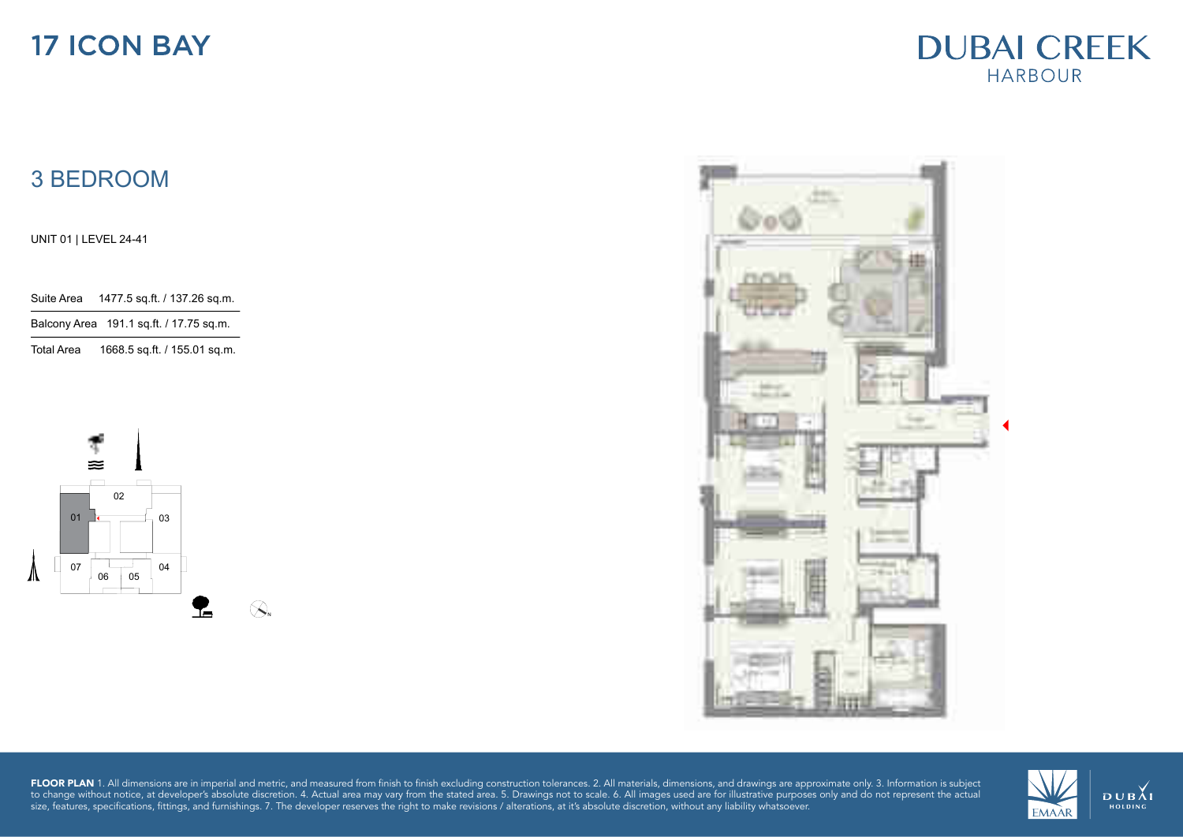# 17 ICON BAY

DUBAI CREEK HARBOUR

## 3 BEDROOM

UNIT 01 | LEVEL 24-41

| Suite Area | 1477.5 sq.ft. / 137.26 sq.m. |
|---|---|
| Balcony Area | 191.1 sq.ft. / 17.75 sq.m. |
| Total Area | 1668.5 sq.ft. / 155.01 sq.m. |

02

01 03

07 04

06 05

**FLOOR PLAN** 1. All dimensions are in imperial and metric, and measured from finish to finish excluding construction tolerances. 2. All materials, dimensions, and drawings are approximate only. 3. Information is subject to change without notice, at developer's absolute discretion. 4. Actual area may vary from the stated area. 5. Drawings not to scale. 6. All images used are for illustrative purposes only and do not represent the actual size, features, specifications, fittings, and furnishings. 7. The developer reserves the right to make revisions / alterations, at it's absolute discretion, without any liability whatsoever.

EMAAR

DUBAI HOLDING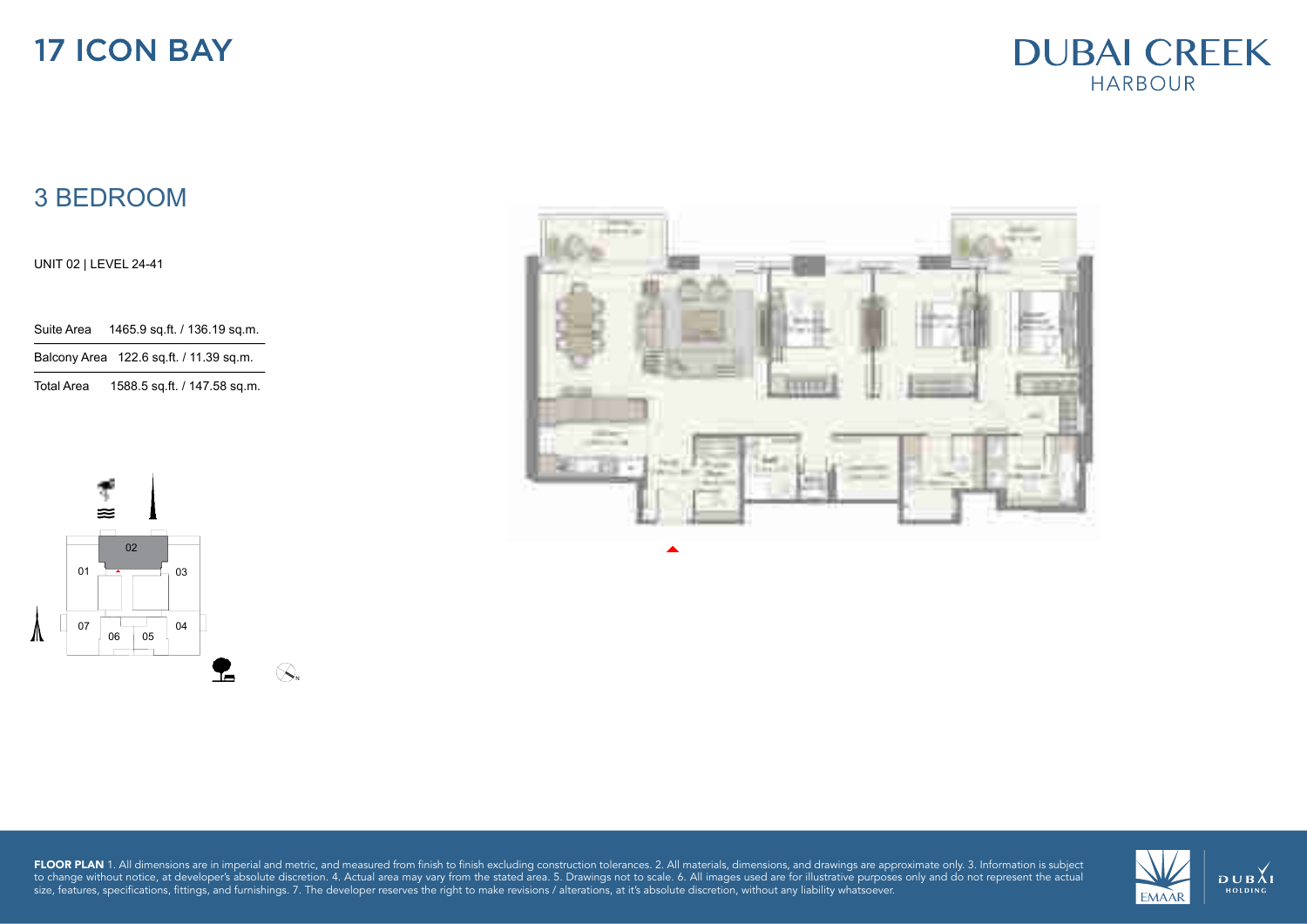# 17 ICON BAY

DUBAI CREEK
HARBOUR

## 3 BEDROOM

UNIT 02 | LEVEL 24-41

| | |
|---|---|
| Suite Area | 1465.9 sq.ft. / 136.19 sq.m. |
| Balcony Area | 122.6 sq.ft. / 11.39 sq.m. |
| Total Area | 1588.5 sq.ft. / 147.58 sq.m. |

02

01 03

07 04

06 05

**FLOOR PLAN** 1. All dimensions are in imperial and metric, and measured from finish to finish excluding construction tolerances. 2. All materials, dimensions, and drawings are approximate only. 3. Information is subject to change without notice, at developer's absolute discretion. 4. Actual area may vary from the stated area. 5. Drawings not to scale. 6. All images used are for illustrative purposes only and do not represent the actual size, features, specifications, fittings, and furnishings. 7. The developer reserves the right to make revisions / alterations, at it's absolute discretion, without any liability whatsoever.

EMAAR DUBAI HOLDING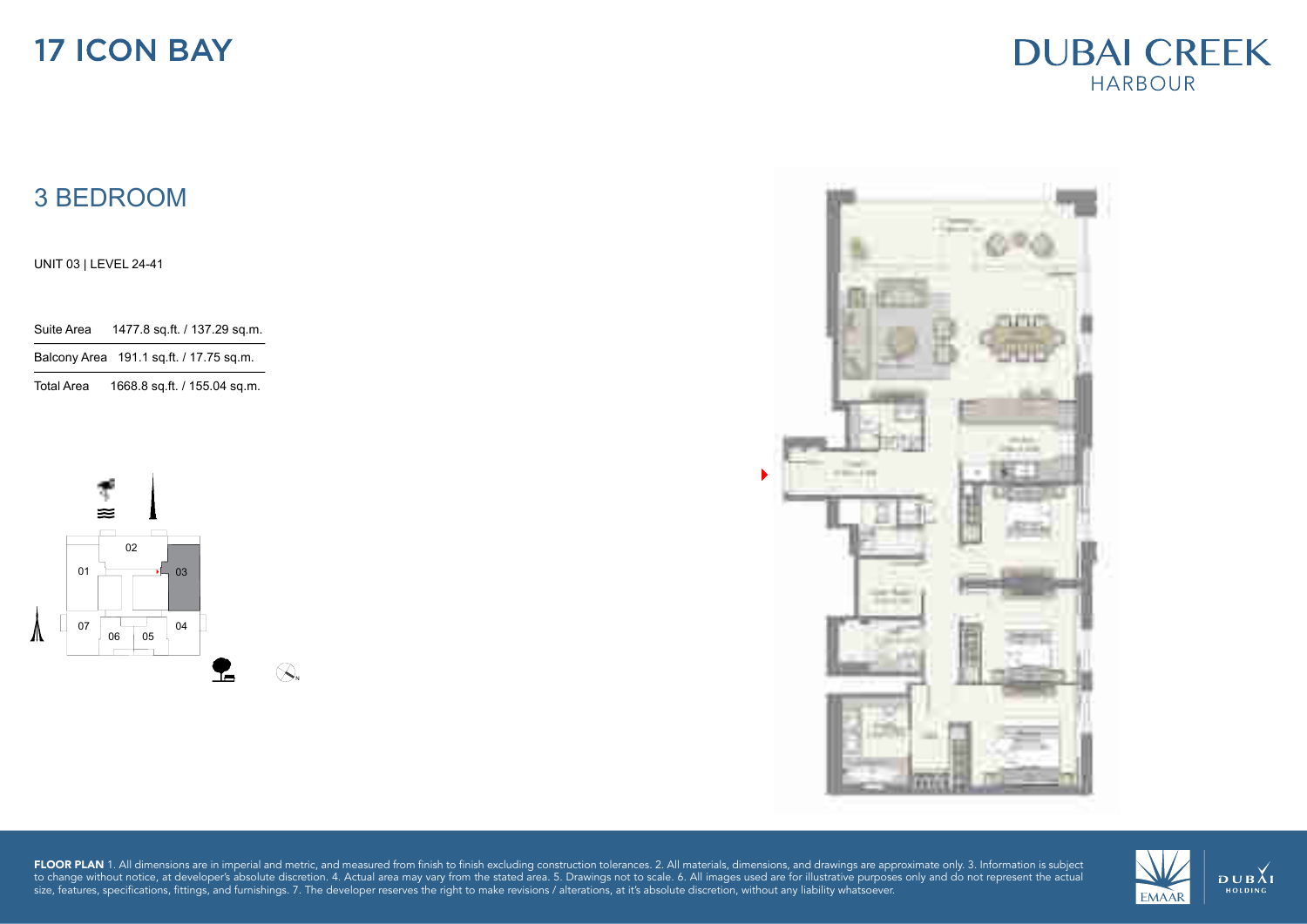# 17 ICON BAY

DUBAI CREEK
HARBOUR

## 3 BEDROOM

UNIT 03 | LEVEL 24-41

| Suite Area | 1477.8 sq.ft. / 137.29 sq.m. |
| --- | --- |
| Balcony Area | 191.1 sq.ft. / 17.75 sq.m. |
| Total Area | 1668.8 sq.ft. / 155.04 sq.m. |

02
01
03
07
04
06
05

**FLOOR PLAN** 1. All dimensions are in imperial and metric, and measured from finish to finish excluding construction tolerances. 2. All materials, dimensions, and drawings are approximate only. 3. Information is subject to change without notice, at developer's absolute discretion. 4. Actual area may vary from the stated area. 5. Drawings not to scale. 6. All images used are for illustrative purposes only and do not represent the actual size, features, specifications, fittings, and furnishings. 7. The developer reserves the right to make revisions / alterations, at it's absolute discretion, without any liability whatsoever.

EMAAR

DUBAI HOLDING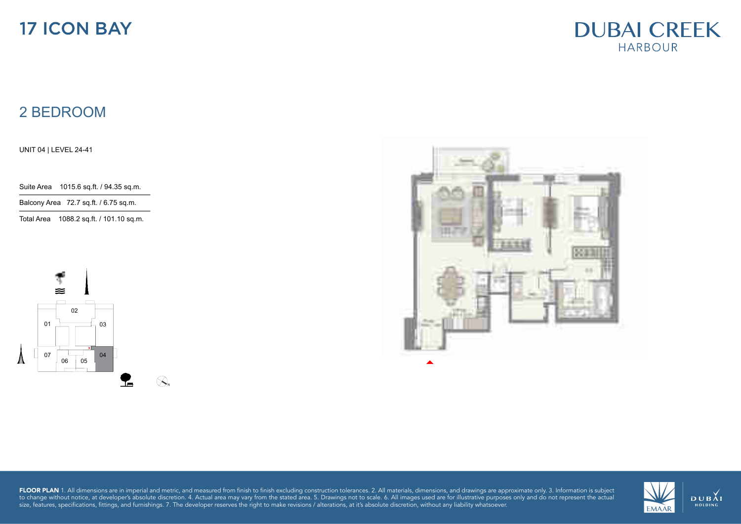# 17 ICON BAY

DUBAI CREEK
HARBOUR

## 2 BEDROOM

UNIT 04 | LEVEL 24-41

| | |
|---|---|
| Suite Area | 1015.6 sq.ft. / 94.35 sq.m. |
| Balcony Area | 72.7 sq.ft. / 6.75 sq.m. |
| Total Area | 1088.2 sq.ft. / 101.10 sq.m. |

02
01 03
07 06 05 04

**FLOOR PLAN** 1. All dimensions are in imperial and metric, and measured from finish to finish excluding construction tolerances. 2. All materials, dimensions, and drawings are approximate only. 3. Information is subject to change without notice, at developer's absolute discretion. 4. Actual area may vary from the stated area. 5. Drawings not to scale. 6. All images used are for illustrative purposes only and do not represent the actual size, features, specifications, fittings, and furnishings. 7. The developer reserves the right to make revisions / alterations, at it's absolute discretion, without any liability whatsoever.

EMAAR DUBAI HOLDING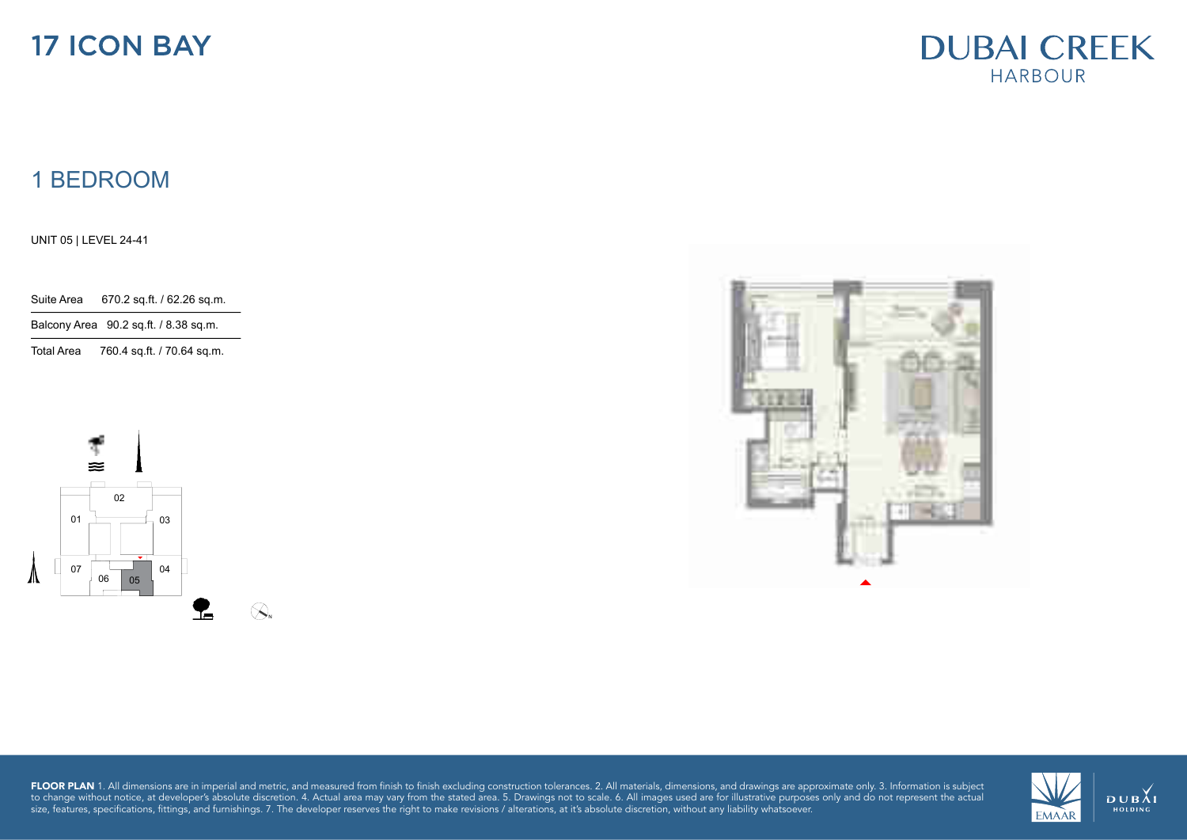# 17 ICON BAY

DUBAI CREEK
HARBOUR

## 1 BEDROOM

UNIT 05 | LEVEL 24-41

| Suite Area | 670.2 sq.ft. / 62.26 sq.m. |
|---|---|
| Balcony Area | 90.2 sq.ft. / 8.38 sq.m. |
| Total Area | 760.4 sq.ft. / 70.64 sq.m. |

02
01
03
07
04
06
05

**FLOOR PLAN** 1. All dimensions are in imperial and metric, and measured from finish to finish excluding construction tolerances. 2. All materials, dimensions, and drawings are approximate only. 3. Information is subject to change without notice, at developer's absolute discretion. 4. Actual area may vary from the stated area. 5. Drawings not to scale. 6. All images used are for illustrative purposes only and do not represent the actual size, features, specifications, fittings, and furnishings. 7. The developer reserves the right to make revisions / alterations, at it's absolute discretion, without any liability whatsoever.

EMAAR

DUBAI HOLDING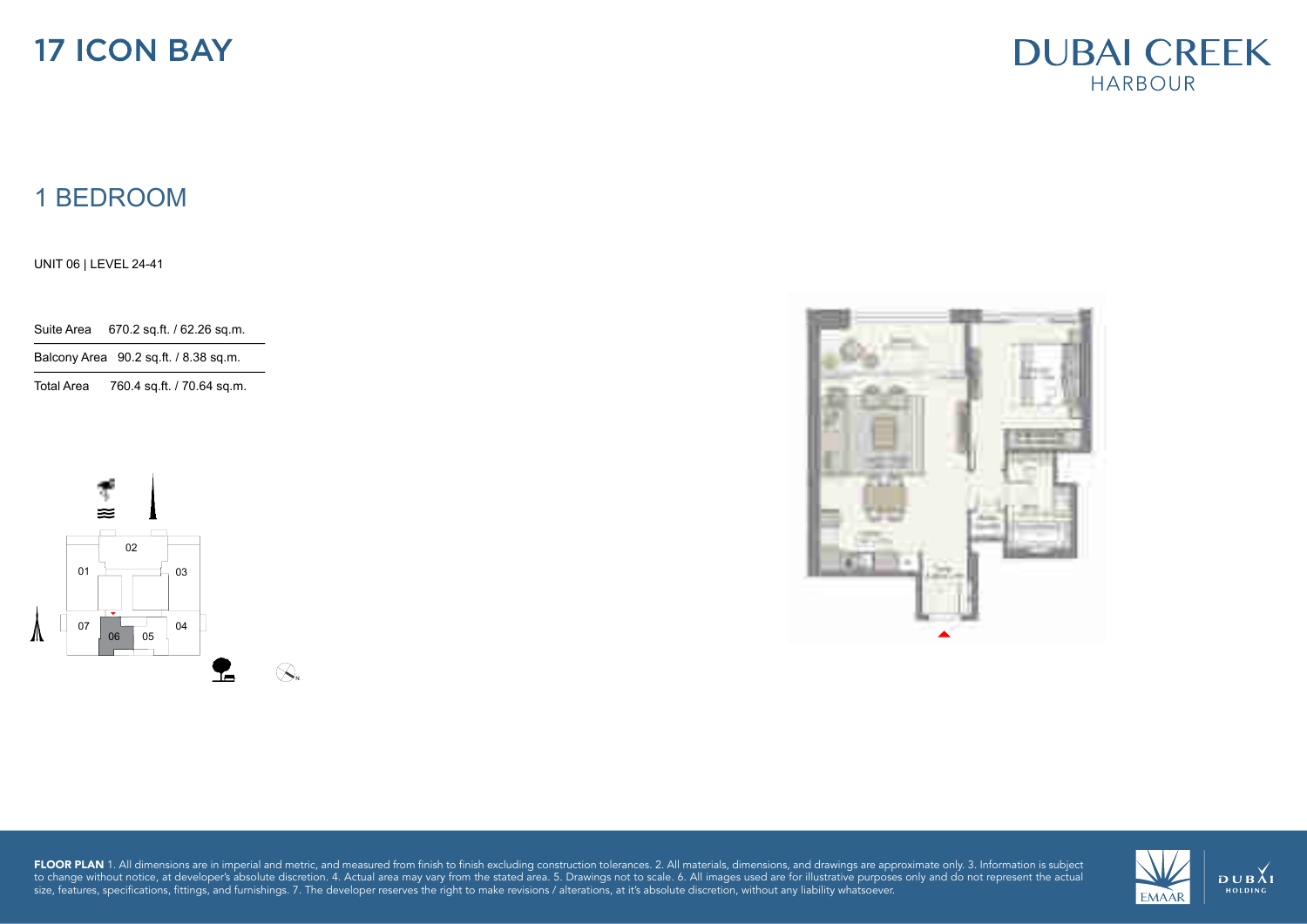# 17 ICON BAY

DUBAI CREEK
HARBOUR

## 1 BEDROOM

UNIT 06 | LEVEL 24-41

| Suite Area | 670.2 sq.ft. / 62.26 sq.m. |
| --- | --- |
| Balcony Area | 90.2 sq.ft. / 8.38 sq.m. |
| Total Area | 760.4 sq.ft. / 70.64 sq.m. |

**FLOOR PLAN** 1. All dimensions are in imperial and metric, and measured from finish to finish excluding construction tolerances. 2. All materials, dimensions, and drawings are approximate only. 3. Information is subject to change without notice, at developer's absolute discretion. 4. Actual area may vary from the stated area. 5. Drawings not to scale. 6. All images used are for illustrative purposes only and do not represent the actual size, features, specifications, fittings, and furnishings. 7. The developer reserves the right to make revisions / alterations, at it's absolute discretion, without any liability whatsoever.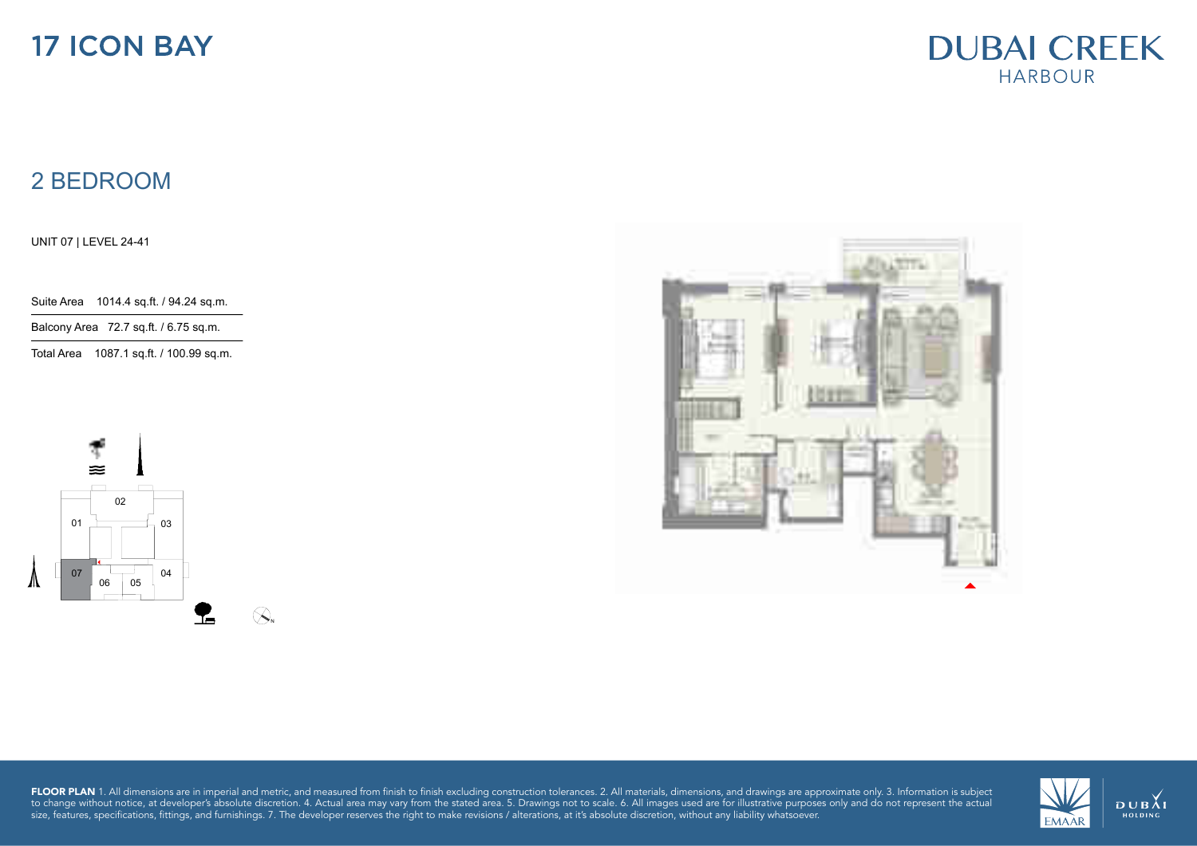# 17 ICON BAY

DUBAI CREEK
HARBOUR

## 2 BEDROOM

UNIT 07 | LEVEL 24-41

| | |
|---|---|
| Suite Area | 1014.4 sq.ft. / 94.24 sq.m. |
| Balcony Area | 72.7 sq.ft. / 6.75 sq.m. |
| Total Area | 1087.1 sq.ft. / 100.99 sq.m. |

02
01
03
07
06
05
04

**FLOOR PLAN** 1. All dimensions are in imperial and metric, and measured from finish to finish excluding construction tolerances. 2. All materials, dimensions, and drawings are approximate only. 3. Information is subject to change without notice, at developer's absolute discretion. 4. Actual area may vary from the stated area. 5. Drawings not to scale. 6. All images used are for illustrative purposes only and do not represent the actual size, features, specifications, fittings, and furnishings. 7. The developer reserves the right to make revisions / alterations, at it's absolute discretion, without any liability whatsoever.

EMAAR

DUBAI HOLDING